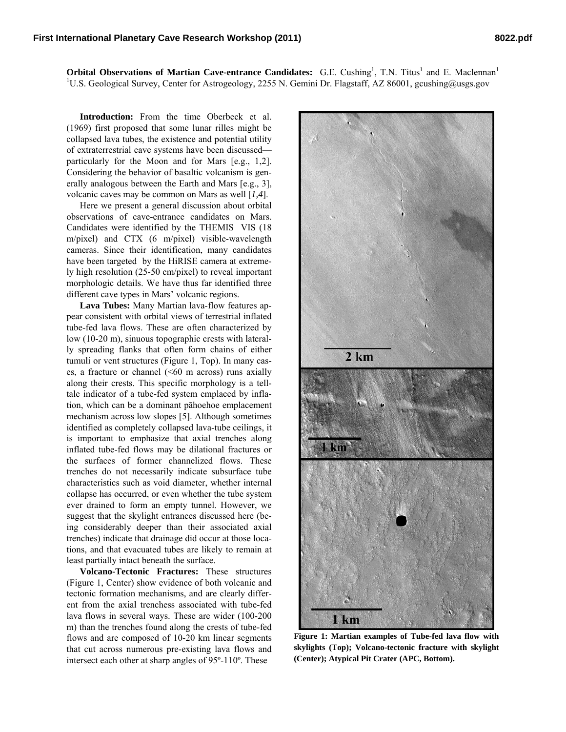**Orbital Observations of Martian Cave-entrance Candidates:** G.E. Cushing[1], T.N. Titus[1] and E. Maclennan[1]
[1]U.S. Geological Survey, Center for Astrogeology, 2255 N. Gemini Dr. Flagstaff, AZ 86001, gcushing@usgs.gov

**Introduction:** From the time Oberbeck et al. (1969) first proposed that some lunar rilles might be collapsed lava tubes, the existence and potential utility of extraterrestrial cave systems have been discussed—particularly for the Moon and for Mars [e.g., 1,2]. Considering the behavior of basaltic volcanism is generally analogous between the Earth and Mars [e.g., 3], volcanic caves may be common on Mars as well [*1,4*].

Here we present a general discussion about orbital observations of cave-entrance candidates on Mars. Candidates were identified by the THEMIS VIS (18 m/pixel) and CTX (6 m/pixel) visible-wavelength cameras. Since their identification, many candidates have been targeted by the HiRISE camera at extremely high resolution (25-50 cm/pixel) to reveal important morphologic details. We have thus far identified three different cave types in Mars' volcanic regions.

**Lava Tubes:** Many Martian lava-flow features appear consistent with orbital views of terrestrial inflated tube-fed lava flows. These are often characterized by low (10-20 m), sinuous topographic crests with laterally spreading flanks that often form chains of either tumuli or vent structures (Figure 1, Top). In many cases, a fracture or channel (<60 m across) runs axially along their crests. This specific morphology is a telltale indicator of a tube-fed system emplaced by inflation, which can be a dominant pāhoehoe emplacement mechanism across low slopes [5]. Although sometimes identified as completely collapsed lava-tube ceilings, it is important to emphasize that axial trenches along inflated tube-fed flows may be dilational fractures or the surfaces of former channelized flows. These trenches do not necessarily indicate subsurface tube characteristics such as void diameter, whether internal collapse has occurred, or even whether the tube system ever drained to form an empty tunnel. However, we suggest that the skylight entrances discussed here (being considerably deeper than their associated axial trenches) indicate that drainage did occur at those locations, and that evacuated tubes are likely to remain at least partially intact beneath the surface.

**Volcano-Tectonic Fractures:** These structures (Figure 1, Center) show evidence of both volcanic and tectonic formation mechanisms, and are clearly different from the axial trenchess associated with tube-fed lava flows in several ways. These are wider (100-200 m) than the trenches found along the crests of tube-fed flows and are composed of 10-20 km linear segments that cut across numerous pre-existing lava flows and intersect each other at sharp angles of 95º-110º. These

**Figure 1: Martian examples of Tube-fed lava flow with skylights (Top); Volcano-tectonic fracture with skylight (Center); Atypical Pit Crater (APC, Bottom).**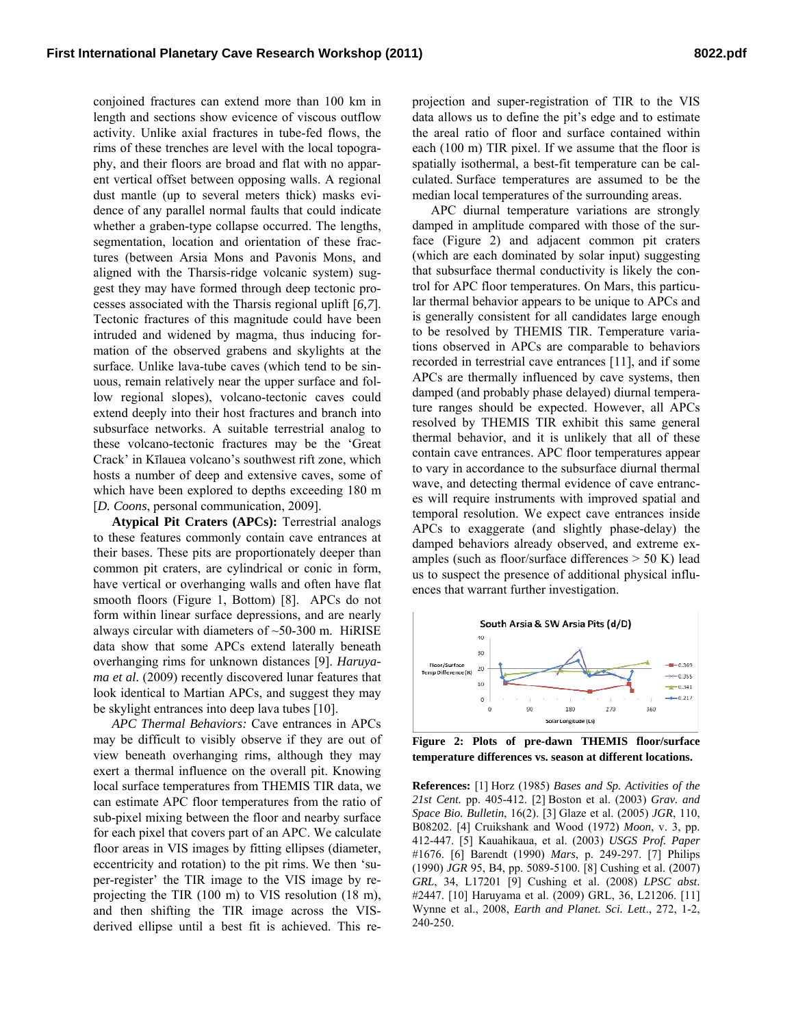conjoined fractures can extend more than 100 km in length and sections show evicence of viscous outflow activity. Unlike axial fractures in tube-fed flows, the rims of these trenches are level with the local topography, and their floors are broad and flat with no apparent vertical offset between opposing walls. A regional dust mantle (up to several meters thick) masks evidence of any parallel normal faults that could indicate whether a graben-type collapse occurred. The lengths, segmentation, location and orientation of these fractures (between Arsia Mons and Pavonis Mons, and aligned with the Tharsis-ridge volcanic system) suggest they may have formed through deep tectonic processes associated with the Tharsis regional uplift [*6,7*]. Tectonic fractures of this magnitude could have been intruded and widened by magma, thus inducing formation of the observed grabens and skylights at the surface. Unlike lava-tube caves (which tend to be sinuous, remain relatively near the upper surface and follow regional slopes), volcano-tectonic caves could extend deeply into their host fractures and branch into subsurface networks. A suitable terrestrial analog to these volcano-tectonic fractures may be the 'Great Crack' in Kīlauea volcano's southwest rift zone, which hosts a number of deep and extensive caves, some of which have been explored to depths exceeding 180 m [*D. Coons*, personal communication, 2009].

**Atypical Pit Craters (APCs):** Terrestrial analogs to these features commonly contain cave entrances at their bases. These pits are proportionately deeper than common pit craters, are cylindrical or conic in form, have vertical or overhanging walls and often have flat smooth floors (Figure 1, Bottom) [8]. APCs do not form within linear surface depressions, and are nearly always circular with diameters of ~50-300 m. HiRISE data show that some APCs extend laterally beneath overhanging rims for unknown distances [9]. *Haruyama et al.* (2009) recently discovered lunar features that look identical to Martian APCs, and suggest they may be skylight entrances into deep lava tubes [10].

*APC Thermal Behaviors:* Cave entrances in APCs may be difficult to visibly observe if they are out of view beneath overhanging rims, although they may exert a thermal influence on the overall pit. Knowing local surface temperatures from THEMIS TIR data, we can estimate APC floor temperatures from the ratio of sub-pixel mixing between the floor and nearby surface for each pixel that covers part of an APC. We calculate floor areas in VIS images by fitting ellipses (diameter, eccentricity and rotation) to the pit rims. We then 'super-register' the TIR image to the VIS image by reprojecting the TIR (100 m) to VIS resolution (18 m), and then shifting the TIR image across the VIS-derived ellipse until a best fit is achieved. This reprojection and super-registration of TIR to the VIS data allows us to define the pit's edge and to estimate the areal ratio of floor and surface contained within each (100 m) TIR pixel. If we assume that the floor is spatially isothermal, a best-fit temperature can be calculated. Surface temperatures are assumed to be the median local temperatures of the surrounding areas.

APC diurnal temperature variations are strongly damped in amplitude compared with those of the surface (Figure 2) and adjacent common pit craters (which are each dominated by solar input) suggesting that subsurface thermal conductivity is likely the control for APC floor temperatures. On Mars, this particular thermal behavior appears to be unique to APCs and is generally consistent for all candidates large enough to be resolved by THEMIS TIR. Temperature variations observed in APCs are comparable to behaviors recorded in terrestrial cave entrances [11], and if some APCs are thermally influenced by cave systems, then damped (and probably phase delayed) diurnal temperature ranges should be expected. However, all APCs resolved by THEMIS TIR exhibit this same general thermal behavior, and it is unlikely that all of these contain cave entrances. APC floor temperatures appear to vary in accordance to the subsurface diurnal thermal wave, and detecting thermal evidence of cave entrances will require instruments with improved spatial and temporal resolution. We expect cave entrances inside APCs to exaggerate (and slightly phase-delay) the damped behaviors already observed, and extreme examples (such as floor/surface differences > 50 K) lead us to suspect the presence of additional physical influences that warrant further investigation.

South Arsia & SW Arsia Pits (d/D)

Floor/Surface Temp Difference (K)

40
30
20
10
0

0
90
180
270
360

Solar Longitude (Ls)

0.369
0.355
0.341
0.217

**Figure 2: Plots of pre-dawn THEMIS floor/surface temperature differences vs. season at different locations.**

**References:** [1] Horz (1985) *Bases and Sp. Activities of the 21st Cent.* pp. 405-412. [2] Boston et al. (2003) *Grav. and Space Bio. Bulletin*, 16(2). [3] Glaze et al. (2005) *JGR*, 110, B08202. [4] Cruikshank and Wood (1972) *Moon*, v. 3, pp. 412-447. [5] Kauahikaua, et al. (2003) *USGS Prof. Paper* #1676. [6] Barendt (1990) *Mars*, p. 249-297. [7] Philips (1990) *JGR* 95, B4, pp. 5089-5100. [8] Cushing et al. (2007) *GRL*, 34, L17201 [9] Cushing et al. (2008) *LPSC abst*. #2447. [10] Haruyama et al. (2009) GRL, 36, L21206. [11] Wynne et al., 2008, *Earth and Planet. Sci. Lett*., 272, 1-2, 240-250.